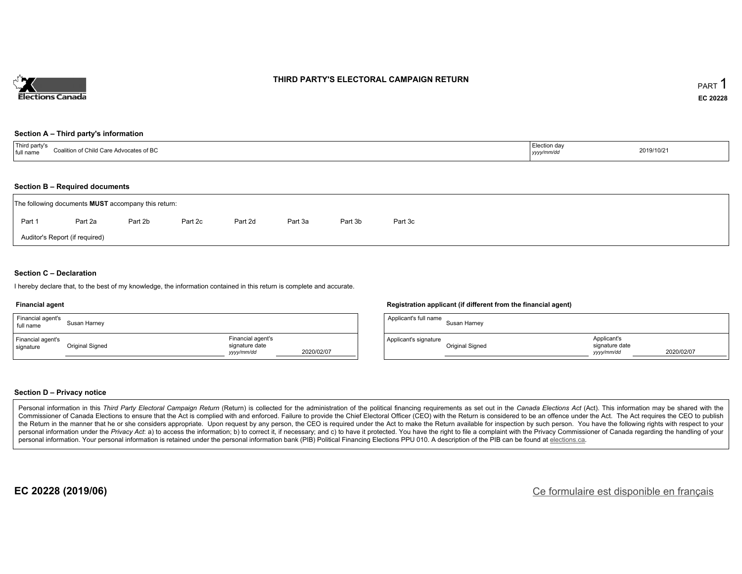# THIRD PARTY'S ELECTORAL CAMPAIGN RETURN

PART 1

EC 20228

## Section A – Third party's information

| Third party's full name | Coalition of Child Care Advocates of BC | Election day *yyyy/mm/dd* | 2019/10/21 |
|---|---|---|---|

## Section B – Required documents

The following documents **MUST** accompany this return:

Part 1 Part 2a Part 2b Part 2c Part 2d Part 3a Part 3b Part 3c

Auditor's Report (if required)

## Section C – Declaration

I hereby declare that, to the best of my knowledge, the information contained in this return is complete and accurate.

### Financial agent

| Financial agent's full name | Susan Harney | | |
|---|---|---|---|
| Financial agent's signature | Original Signed | Financial agent's signature date *yyyy/mm/dd* | 2020/02/07 |

### Registration applicant (if different from the financial agent)

| Applicant's full name | Susan Harney | | |
|---|---|---|---|
| Applicant's signature | Original Signed | Applicant's signature date *yyyy/mm/dd* | 2020/02/07 |

## Section D – Privacy notice

Personal information in this *Third Party Electoral Campaign Return* (Return) is collected for the administration of the political financing requirements as set out in the *Canada Elections Act* (Act). This information may be shared with the Commissioner of Canada Elections to ensure that the Act is complied with and enforced. Failure to provide the Chief Electoral Officer (CEO) with the Return is considered to be an offence under the Act. The Act requires the CEO to publish the Return in the manner that he or she considers appropriate. Upon request by any person, the CEO is required under the Act to make the Return available for inspection by such person. You have the following rights with respect to your personal information under the *Privacy Act*: a) to access the information; b) to correct it, if necessary; and c) to have it protected. You have the right to file a complaint with the Privacy Commissioner of Canada regarding the handling of your personal information. Your personal information is retained under the personal information bank (PIB) Political Financing Elections PPU 010. A description of the PIB can be found at elections.ca.

EC 20228 (2019/06)

Ce formulaire est disponible en français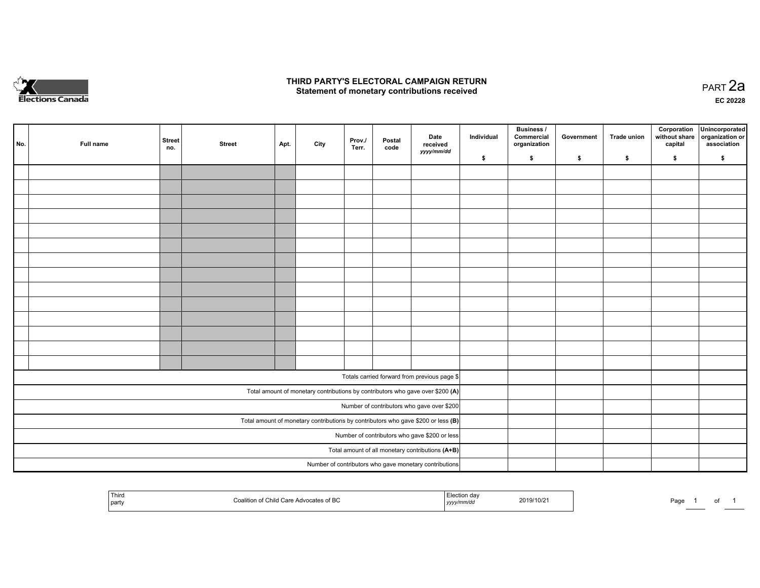Elections Canada

# THIRD PARTY'S ELECTORAL CAMPAIGN RETURN
## Statement of monetary contributions received

PART 2a

EC 20228

| No. | Full name | Street no. | Street | Apt. | City | Prov./ Terr. | Postal code | Date received yyyy/mm/dd | Individual $ | Business / Commercial organization $ | Government $ | Trade union $ | Corporation without share capital $ | Unincorporated organization or association $ |
|---|---|---|---|---|---|---|---|---|---|---|---|---|---|---|
| | | | | | | | | | | | | | | |
| | | | | | | | | | | | | | | |
| | | | | | | | | | | | | | | |
| | | | | | | | | | | | | | | |
| | | | | | | | | | | | | | | |
| | | | | | | | | | | | | | | |
| | | | | | | | | | | | | | | |
| | | | | | | | | | | | | | | |
| | | | | | | | | | | | | | | |
| | | | | | | | | | | | | | | |
| | | | | | | | | | | | | | | |
| | | | | | | | | | | | | | | |
| | | | | | | | | | | | | | | |
| | | | | | | | | | | | | | | |
| Totals carried forward from previous page $ | | | | | | | | | | | | | | |
| Total amount of monetary contributions by contributors who gave over $200 **(A)** | | | | | | | | | | | | | | |
| Number of contributors who gave over $200 | | | | | | | | | | | | | | |
| Total amount of monetary contributions by contributors who gave $200 or less **(B)** | | | | | | | | | | | | | | |
| Number of contributors who gave $200 or less | | | | | | | | | | | | | | |
| Total amount of all monetary contributions **(A+B)** | | | | | | | | | | | | | | |
| Number of contributors who gave monetary contributions | | | | | | | | | | | | | | |

| Third party | Coalition of Child Care Advocates of BC | Election day yyyy/mm/dd | 2019/10/21 |
|---|---|---|---|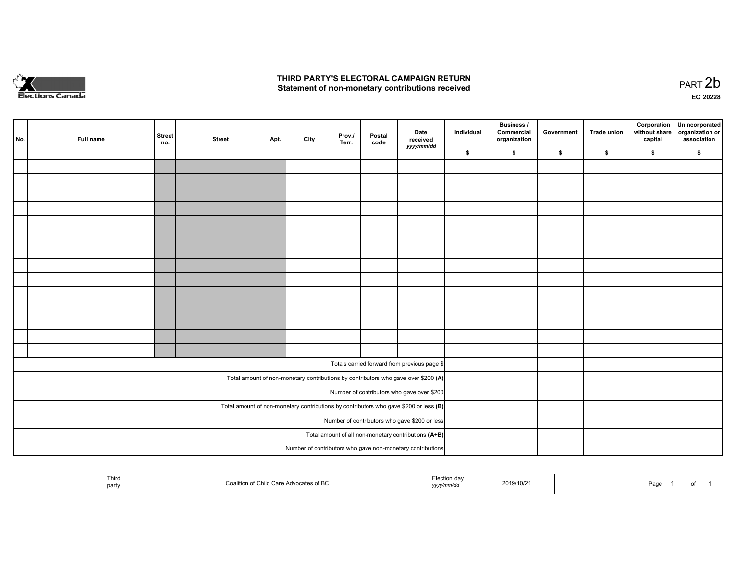# THIRD PARTY'S ELECTORAL CAMPAIGN RETURN
## Statement of non-monetary contributions received

PART 2b

EC 20228

| No. | Full name | Street no. | Street | Apt. | City | Prov./ Terr. | Postal code | Date received yyyy/mm/dd | Individual $ | Business / Commercial organization $ | Government $ | Trade union $ | Corporation without share capital $ | Unincorporated organization or association $ |
|---|---|---|---|---|---|---|---|---|---|---|---|---|---|---|
| | | | | | | | | | | | | | | |
| | | | | | | | | | | | | | | |
| | | | | | | | | | | | | | | |
| | | | | | | | | | | | | | | |
| | | | | | | | | | | | | | | |
| | | | | | | | | | | | | | | |
| | | | | | | | | | | | | | | |
| | | | | | | | | | | | | | | |
| | | | | | | | | | | | | | | |
| | | | | | | | | | | | | | | |
| | | | | | | | | | | | | | | |
| | | | | | | | | | | | | | | |
| | | | | | | | | | | | | | | |
| | | | | | | | | | | | | | | |
| Totals carried forward from previous page $ | | | | | | | | | | | | | | |
| Total amount of non-monetary contributions by contributors who gave over $200 (A) | | | | | | | | | | | | | | |
| Number of contributors who gave over $200 | | | | | | | | | | | | | | |
| Total amount of non-monetary contributions by contributors who gave $200 or less (B) | | | | | | | | | | | | | | |
| Number of contributors who gave $200 or less | | | | | | | | | | | | | | |
| Total amount of all non-monetary contributions (A+B) | | | | | | | | | | | | | | |
| Number of contributors who gave non-monetary contributions | | | | | | | | | | | | | | |

| Third party | Coalition of Child Care Advocates of BC | Election day yyyy/mm/dd | 2019/10/21 |
|---|---|---|---|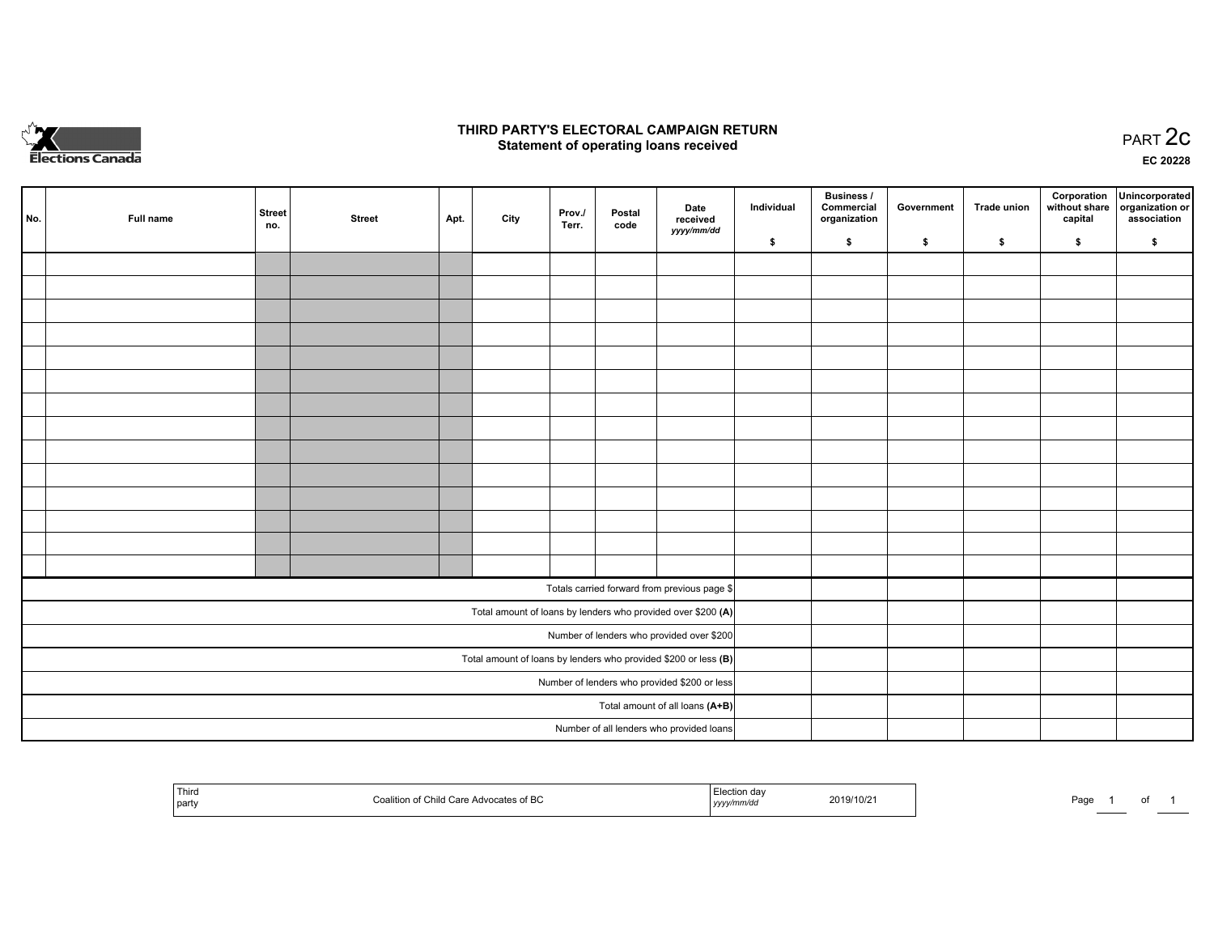# THIRD PARTY'S ELECTORAL CAMPAIGN RETURN
## Statement of operating loans received

PART 2c

EC 20228

| No. | Full name | Street no. | Street | Apt. | City | Prov./ Terr. | Postal code | Date received *yyyy/mm/dd* | Individual $ | Business / Commercial organization $ | Government $ | Trade union $ | Corporation without share capital $ | Unincorporated organization or association $ |
|---|---|---|---|---|---|---|---|---|---|---|---|---|---|---|
| | | | | | | | | | | | | | | |
| | | | | | | | | | | | | | | |
| | | | | | | | | | | | | | | |
| | | | | | | | | | | | | | | |
| | | | | | | | | | | | | | | |
| | | | | | | | | | | | | | | |
| | | | | | | | | | | | | | | |
| | | | | | | | | | | | | | | |
| | | | | | | | | | | | | | | |
| | | | | | | | | | | | | | | |
| | | | | | | | | | | | | | | |
| | | | | | | | | | | | | | | |
| | | | | | | | | | | | | | | |
| | | | | | | | | | | | | | | |
| Totals carried forward from previous page $ | | | | | | | | | | | | | | |
| Total amount of loans by lenders who provided over $200 **(A)** | | | | | | | | | | | | | | |
| Number of lenders who provided over $200 | | | | | | | | | | | | | | |
| Total amount of loans by lenders who provided $200 or less **(B)** | | | | | | | | | | | | | | |
| Number of lenders who provided $200 or less | | | | | | | | | | | | | | |
| Total amount of all loans **(A+B)** | | | | | | | | | | | | | | |
| Number of all lenders who provided loans | | | | | | | | | | | | | | |

| Third party | Coalition of Child Care Advocates of BC | Election day *yyyy/mm/dd* | 2019/10/21 |
|---|---|---|---|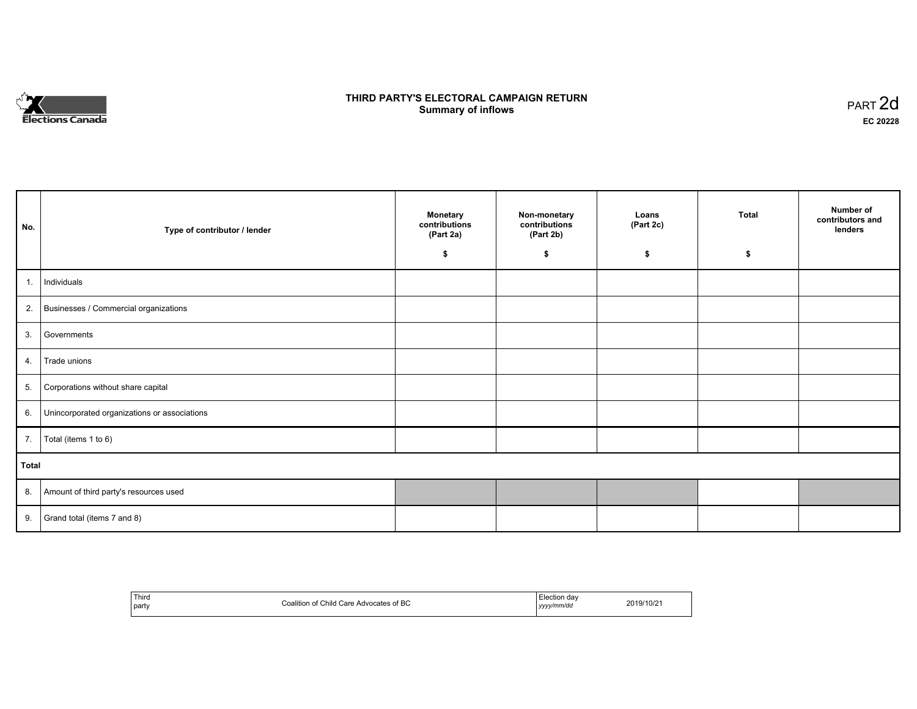# THIRD PARTY'S ELECTORAL CAMPAIGN RETURN
## Summary of inflows

PART 2d

EC 20228

| No. | Type of contributor / lender | Monetary contributions (Part 2a) $ | Non-monetary contributions (Part 2b) $ | Loans (Part 2c) $ | Total $ | Number of contributors and lenders |
|---|---|---|---|---|---|---|
| 1. | Individuals | | | | | |
| 2. | Businesses / Commercial organizations | | | | | |
| 3. | Governments | | | | | |
| 4. | Trade unions | | | | | |
| 5. | Corporations without share capital | | | | | |
| 6. | Unincorporated organizations or associations | | | | | |
| 7. | Total (items 1 to 6) | | | | | |
| **Total** | | | | | | |
| 8. | Amount of third party's resources used | | | | | |
| 9. | Grand total (items 7 and 8) | | | | | |

| Third party | Coalition of Child Care Advocates of BC | Election day *yyyy/mm/dd* | 2019/10/21 |
|---|---|---|---|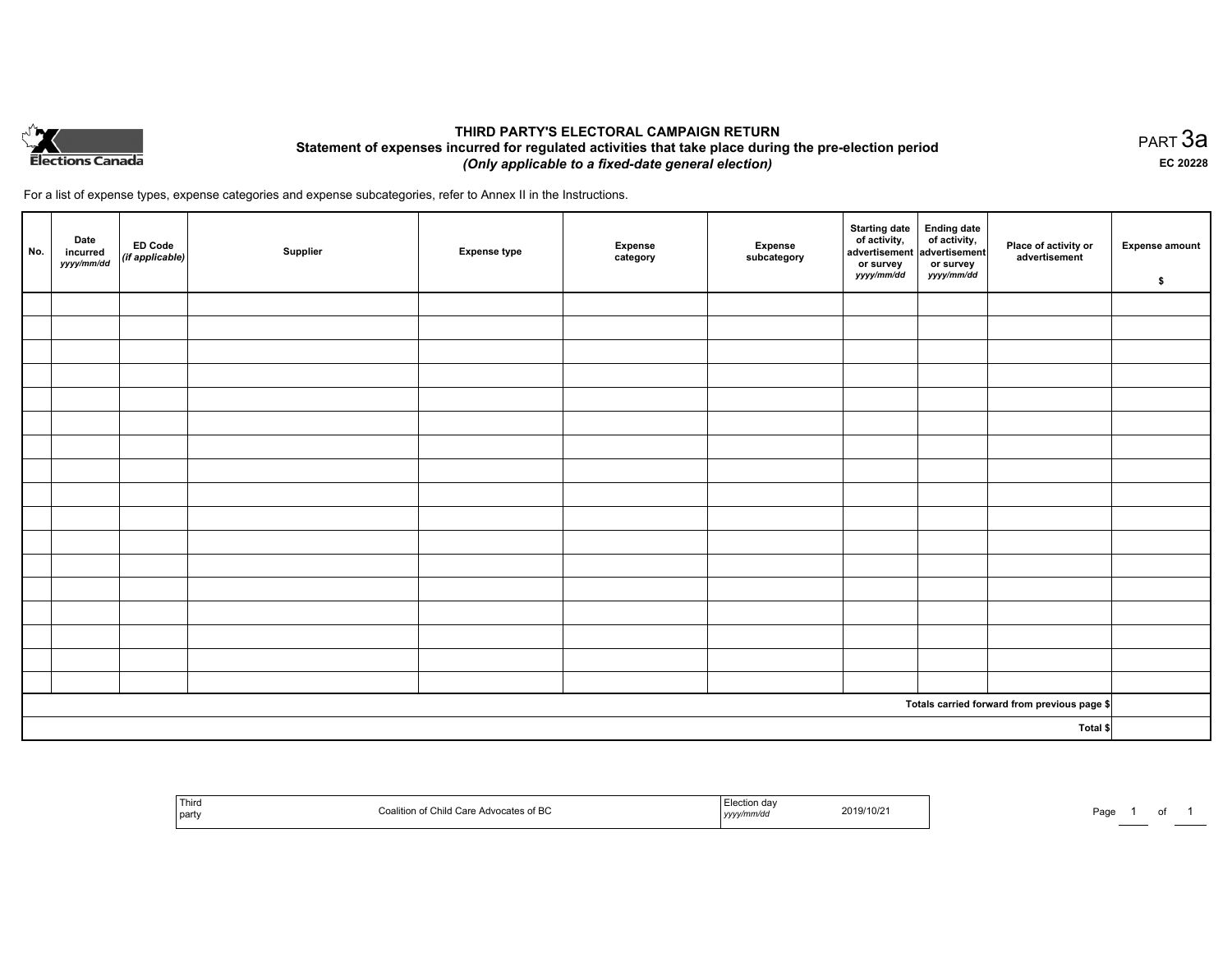# THIRD PARTY'S ELECTORAL CAMPAIGN RETURN

## Statement of expenses incurred for regulated activities that take place during the pre-election period

*(Only applicable to a fixed-date general election)*

PART 3a

EC 20228

For a list of expense types, expense categories and expense subcategories, refer to Annex II in the Instructions.

| No. | Date incurred *yyyy/mm/dd* | ED Code *(if applicable)* | Supplier | Expense type | Expense category | Expense subcategory | Starting date of activity, advertisement or survey *yyyy/mm/dd* | Ending date of activity, advertisement or survey *yyyy/mm/dd* | Place of activity or advertisement | Expense amount $ |
|---|---|---|---|---|---|---|---|---|---|---|
| | | | | | | | | | | |
| | | | | | | | | | | |
| | | | | | | | | | | |
| | | | | | | | | | | |
| | | | | | | | | | | |
| | | | | | | | | | | |
| | | | | | | | | | | |
| | | | | | | | | | | |
| | | | | | | | | | | |
| | | | | | | | | | | |
| | | | | | | | | | | |
| | | | | | | | | | | |
| | | | | | | | | | | |
| | | | | | | | | | | |
| | | | | | | | | | | |
| | | | | | | | | | | |
| | | | | | | | | | | |
| | | | | | | | | | Totals carried forward from previous page $ | |
| | | | | | | | | | Total $ | |

| Third party | Coalition of Child Care Advocates of BC | Election day *yyyy/mm/dd* | 2019/10/21 |
|---|---|---|---|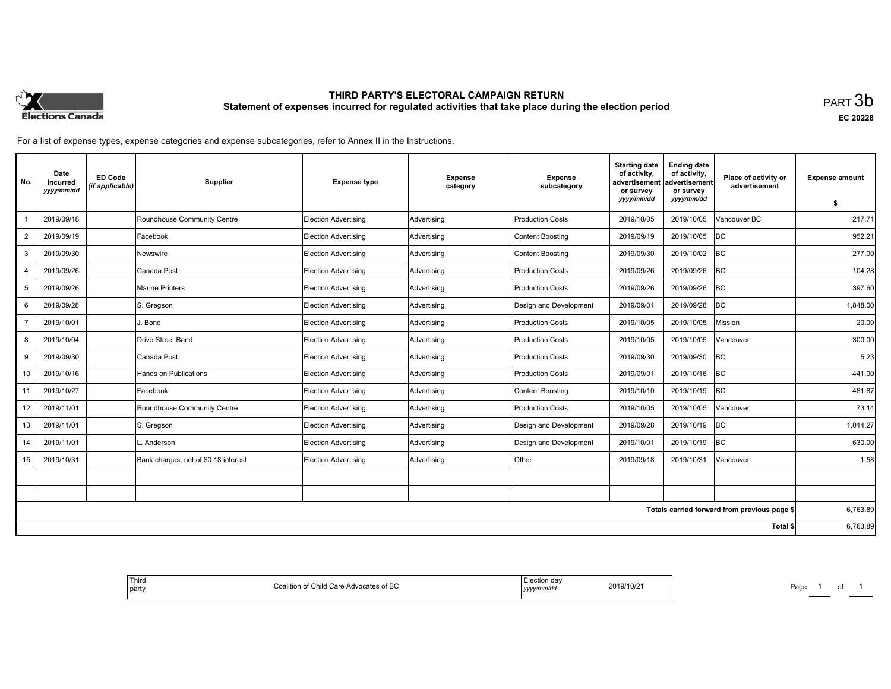# THIRD PARTY'S ELECTORAL CAMPAIGN RETURN

## Statement of expenses incurred for regulated activities that take place during the election period

PART 3b

EC 20228

For a list of expense types, expense categories and expense subcategories, refer to Annex II in the Instructions.

| No. | Date incurred *yyyy/mm/dd* | ED Code *(if applicable)* | Supplier | Expense type | Expense category | Expense subcategory | Starting date of activity, advertisement or survey *yyyy/mm/dd* | Ending date of activity, advertisement or survey *yyyy/mm/dd* | Place of activity or advertisement | Expense amount $ |
|---|---|---|---|---|---|---|---|---|---|---|
| 1 | 2019/09/18 | | Roundhouse Community Centre | Election Advertising | Advertising | Production Costs | 2019/10/05 | 2019/10/05 | Vancouver BC | 217.71 |
| 2 | 2019/09/19 | | Facebook | Election Advertising | Advertising | Content Boosting | 2019/09/19 | 2019/10/05 | BC | 952.21 |
| 3 | 2019/09/30 | | Newswire | Election Advertising | Advertising | Content Boosting | 2019/09/30 | 2019/10/02 | BC | 277.00 |
| 4 | 2019/09/26 | | Canada Post | Election Advertising | Advertising | Production Costs | 2019/09/26 | 2019/09/26 | BC | 104.28 |
| 5 | 2019/09/26 | | Marine Printers | Election Advertising | Advertising | Production Costs | 2019/09/26 | 2019/09/26 | BC | 397.60 |
| 6 | 2019/09/28 | | S. Gregson | Election Advertising | Advertising | Design and Development | 2019/09/01 | 2019/09/28 | BC | 1,848.00 |
| 7 | 2019/10/01 | | J. Bond | Election Advertising | Advertising | Production Costs | 2019/10/05 | 2019/10/05 | Mission | 20.00 |
| 8 | 2019/10/04 | | Drive Street Band | Election Advertising | Advertising | Production Costs | 2019/10/05 | 2019/10/05 | Vancouver | 300.00 |
| 9 | 2019/09/30 | | Canada Post | Election Advertising | Advertising | Production Costs | 2019/09/30 | 2019/09/30 | BC | 5.23 |
| 10 | 2019/10/16 | | Hands on Publications | Election Advertising | Advertising | Production Costs | 2019/09/01 | 2019/10/16 | BC | 441.00 |
| 11 | 2019/10/27 | | Facebook | Election Advertising | Advertising | Content Boosting | 2019/10/10 | 2019/10/19 | BC | 481.87 |
| 12 | 2019/11/01 | | Roundhouse Community Centre | Election Advertising | Advertising | Production Costs | 2019/10/05 | 2019/10/05 | Vancouver | 73.14 |
| 13 | 2019/11/01 | | S. Gregson | Election Advertising | Advertising | Design and Development | 2019/09/28 | 2019/10/19 | BC | 1,014.27 |
| 14 | 2019/11/01 | | L. Anderson | Election Advertising | Advertising | Design and Development | 2019/10/01 | 2019/10/19 | BC | 630.00 |
| 15 | 2019/10/31 | | Bank charges, net of $0.18 interest | Election Advertising | Advertising | Other | 2019/09/18 | 2019/10/31 | Vancouver | 1.58 |
| | | | | | | | | | | |
| | | | | | | | | | | |
| | | | | | | | | | Totals carried forward from previous page $ | 6,763.89 |
| | | | | | | | | | Total $ | 6,763.89 |

| Third party | Coalition of Child Care Advocates of BC | Election day *yyyy/mm/dd* | 2019/10/21 |
|---|---|---|---|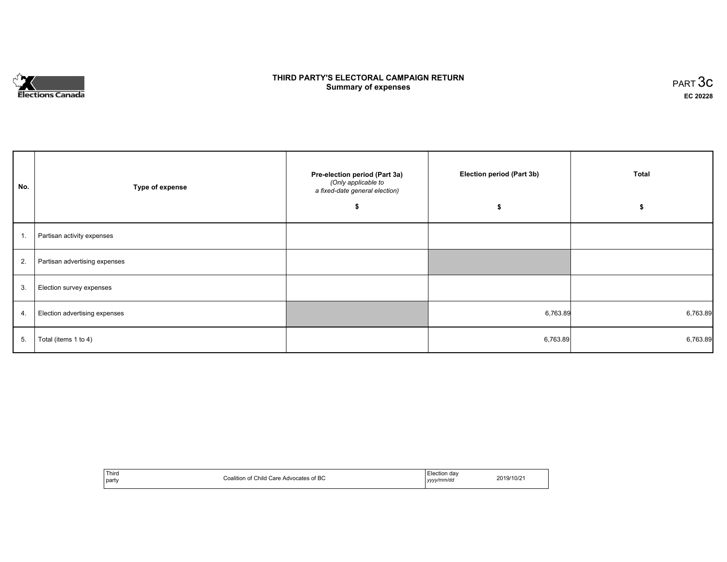Elections Canada

# THIRD PARTY'S ELECTORAL CAMPAIGN RETURN
## Summary of expenses

PART 3c

**EC 20228**

| No. | Type of expense | Pre-election period (Part 3a) *(Only applicable to a fixed-date general election)* $ | Election period (Part 3b) $ | Total $ |
|---|---|---|---|---|
| 1. | Partisan activity expenses | | | |
| 2. | Partisan advertising expenses | | | |
| 3. | Election survey expenses | | | |
| 4. | Election advertising expenses | | 6,763.89 | 6,763.89 |
| 5. | Total (items 1 to 4) | | 6,763.89 | 6,763.89 |

| | | | |
|---|---|---|---|
| Third party | Coalition of Child Care Advocates of BC | Election day *yyyy/mm/dd* | 2019/10/21 |